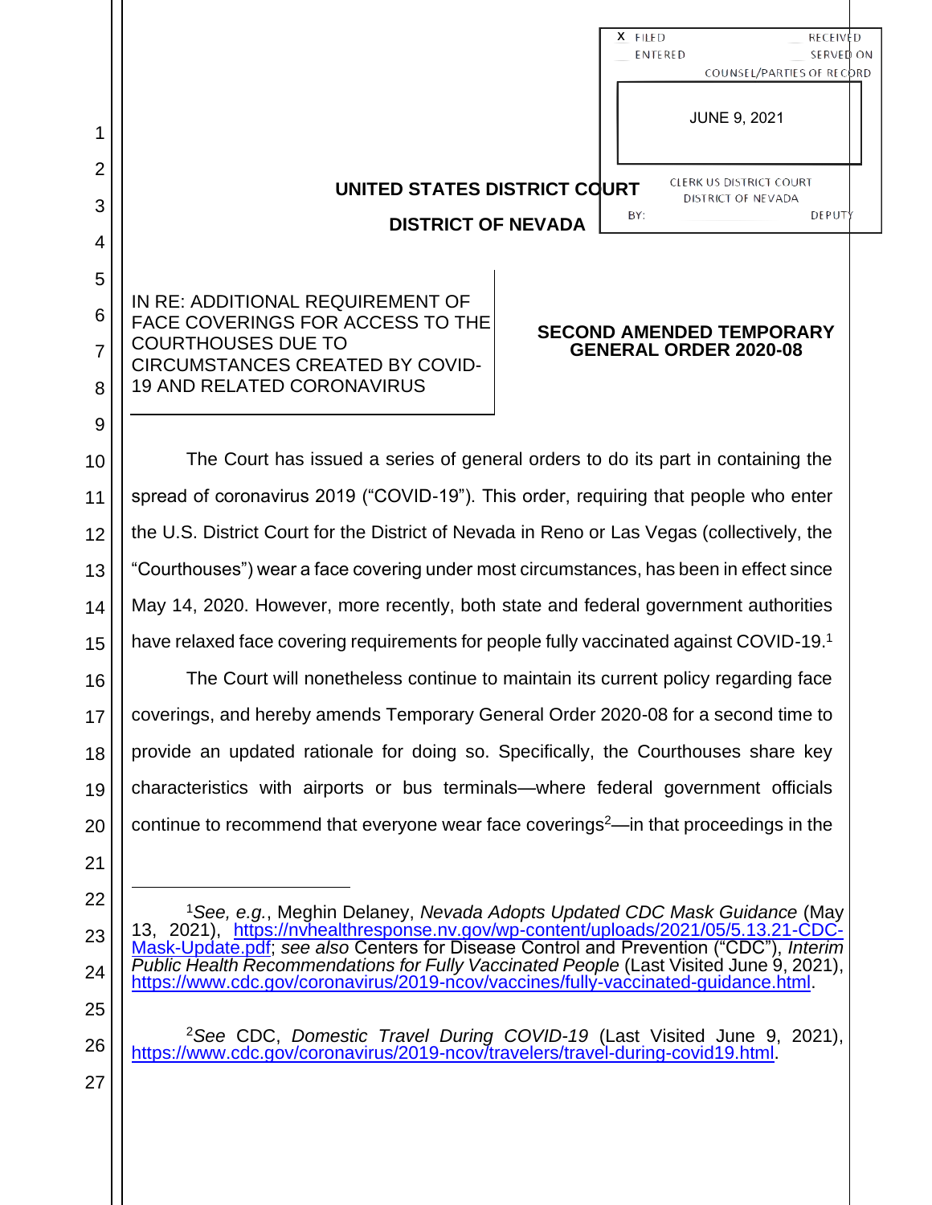X FILED ENTERED RECEIVED SERVED ON COUNSEL/PARTIES OF RECORD

JUNE 9, 2021

CLERK US DISTRICT COURT DISTRICT OF NEVADA BY: DEPUTY

**UNITED STATES DISTRICT COURT**

**DISTRICT OF NEVADA**

IN RE: ADDITIONAL REQUIREMENT OF FACE COVERINGS FOR ACCESS TO THE COURTHOUSES DUE TO CIRCUMSTANCES CREATED BY COVID-19 AND RELATED CORONAVIRUS

**SECOND AMENDED TEMPORARY GENERAL ORDER 2020-08**

The Court has issued a series of general orders to do its part in containing the spread of coronavirus 2019 ("COVID-19"). This order, requiring that people who enter the U.S. District Court for the District of Nevada in Reno or Las Vegas (collectively, the "Courthouses") wear a face covering under most circumstances, has been in effect since May 14, 2020. However, more recently, both state and federal government authorities have relaxed face covering requirements for people fully vaccinated against COVID-19.[1]

The Court will nonetheless continue to maintain its current policy regarding face coverings, and hereby amends Temporary General Order 2020-08 for a second time to provide an updated rationale for doing so. Specifically, the Courthouses share key characteristics with airports or bus terminals—where federal government officials continue to recommend that everyone wear face coverings[2]—in that proceedings in the

---

[1]*See, e.g.*, Meghin Delaney, *Nevada Adopts Updated CDC Mask Guidance* (May 13, 2021), https://nvhealthresponse.nv.gov/wp-content/uploads/2021/05/5.13.21-CDC-Mask-Update.pdf; *see also* Centers for Disease Control and Prevention ("CDC"), *Interim Public Health Recommendations for Fully Vaccinated People* (Last Visited June 9, 2021), https://www.cdc.gov/coronavirus/2019-ncov/vaccines/fully-vaccinated-guidance.html.

[2]*See* CDC, *Domestic Travel During COVID-19* (Last Visited June 9, 2021), https://www.cdc.gov/coronavirus/2019-ncov/travelers/travel-during-covid19.html.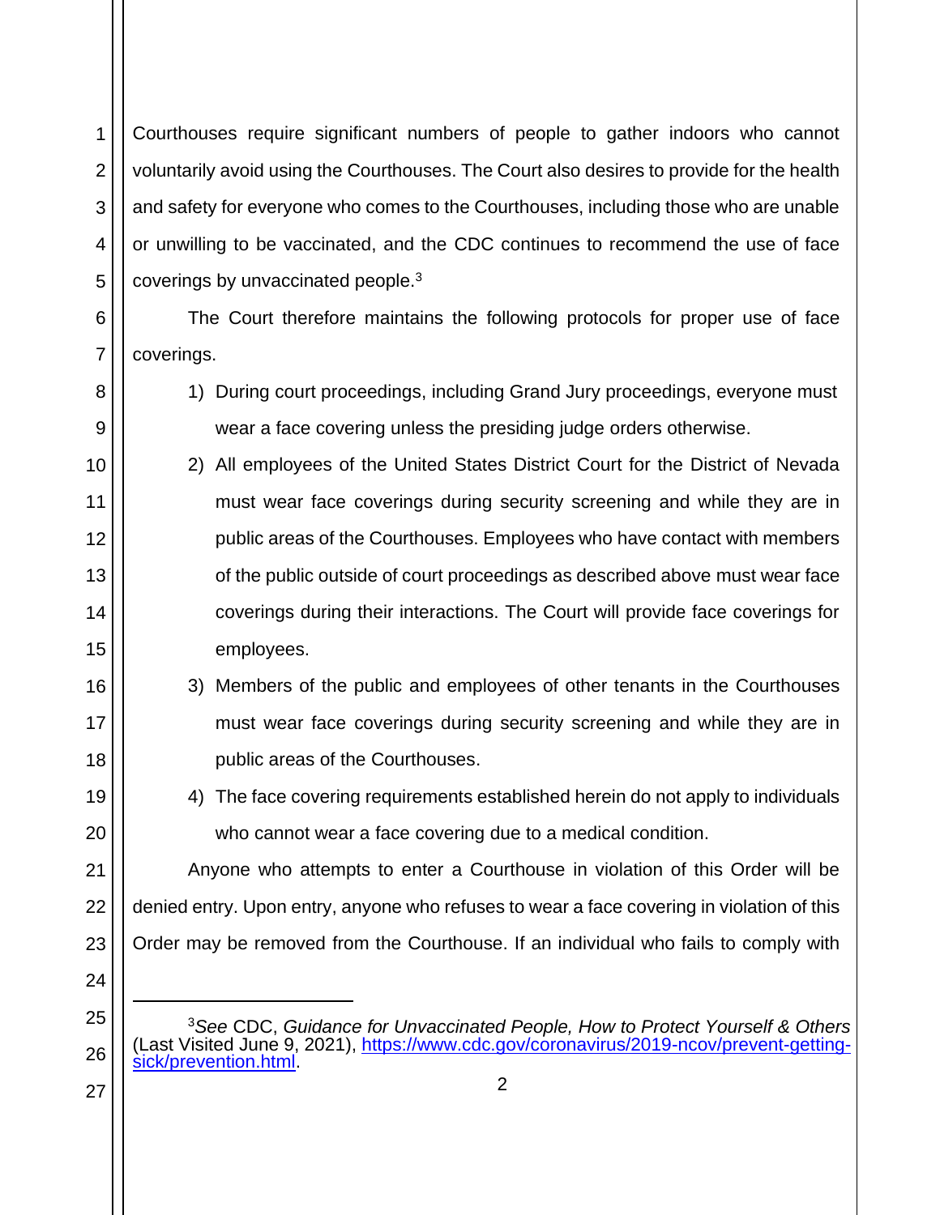Courthouses require significant numbers of people to gather indoors who cannot voluntarily avoid using the Courthouses. The Court also desires to provide for the health and safety for everyone who comes to the Courthouses, including those who are unable or unwilling to be vaccinated, and the CDC continues to recommend the use of face coverings by unvaccinated people.[3]

The Court therefore maintains the following protocols for proper use of face coverings.

1) During court proceedings, including Grand Jury proceedings, everyone must wear a face covering unless the presiding judge orders otherwise.
2) All employees of the United States District Court for the District of Nevada must wear face coverings during security screening and while they are in public areas of the Courthouses. Employees who have contact with members of the public outside of court proceedings as described above must wear face coverings during their interactions. The Court will provide face coverings for employees.
3) Members of the public and employees of other tenants in the Courthouses must wear face coverings during security screening and while they are in public areas of the Courthouses.
4) The face covering requirements established herein do not apply to individuals who cannot wear a face covering due to a medical condition.

Anyone who attempts to enter a Courthouse in violation of this Order will be denied entry. Upon entry, anyone who refuses to wear a face covering in violation of this Order may be removed from the Courthouse. If an individual who fails to comply with

---

[3] *See* CDC, *Guidance for Unvaccinated People, How to Protect Yourself & Others* (Last Visited June 9, 2021), https://www.cdc.gov/coronavirus/2019-ncov/prevent-getting-sick/prevention.html.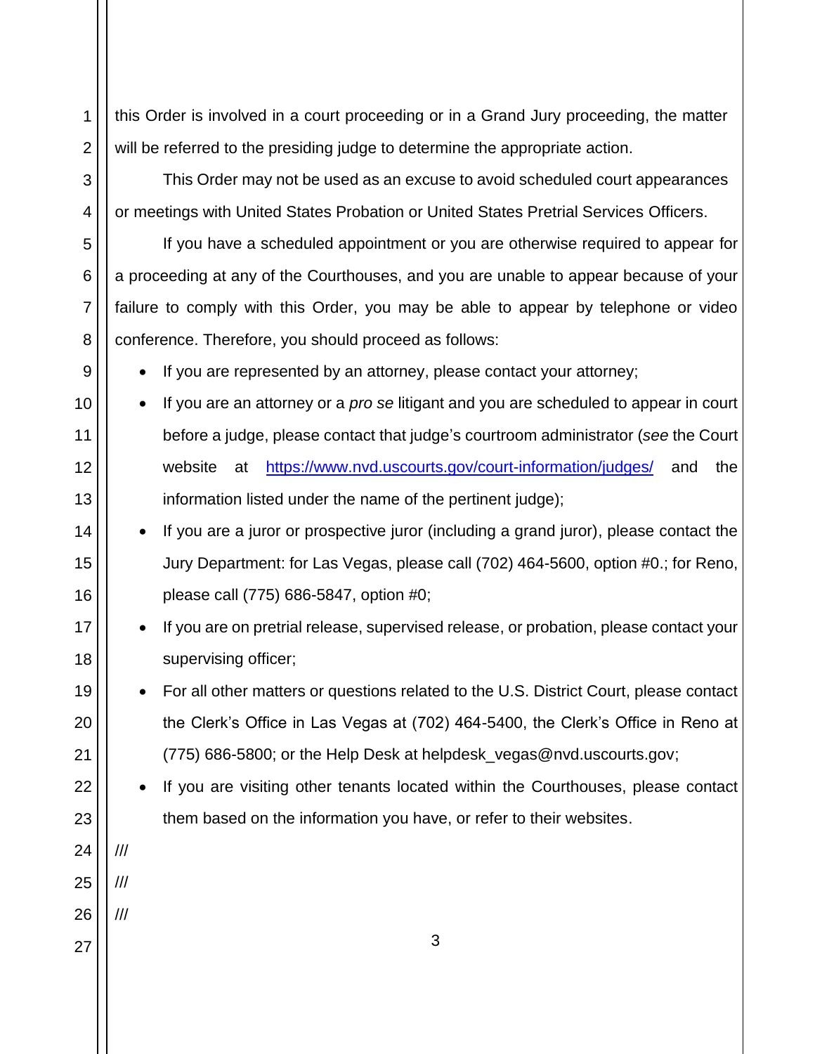this Order is involved in a court proceeding or in a Grand Jury proceeding, the matter will be referred to the presiding judge to determine the appropriate action.

This Order may not be used as an excuse to avoid scheduled court appearances or meetings with United States Probation or United States Pretrial Services Officers.

If you have a scheduled appointment or you are otherwise required to appear for a proceeding at any of the Courthouses, and you are unable to appear because of your failure to comply with this Order, you may be able to appear by telephone or video conference. Therefore, you should proceed as follows:

- If you are represented by an attorney, please contact your attorney;
- If you are an attorney or a *pro se* litigant and you are scheduled to appear in court before a judge, please contact that judge's courtroom administrator (*see* the Court website at https://www.nvd.uscourts.gov/court-information/judges/ and the information listed under the name of the pertinent judge);
- If you are a juror or prospective juror (including a grand juror), please contact the Jury Department: for Las Vegas, please call (702) 464-5600, option #0.; for Reno, please call (775) 686-5847, option #0;
- If you are on pretrial release, supervised release, or probation, please contact your supervising officer;
- For all other matters or questions related to the U.S. District Court, please contact the Clerk's Office in Las Vegas at (702) 464-5400, the Clerk's Office in Reno at (775) 686-5800; or the Help Desk at helpdesk_vegas@nvd.uscourts.gov;
- If you are visiting other tenants located within the Courthouses, please contact them based on the information you have, or refer to their websites.

///

///

///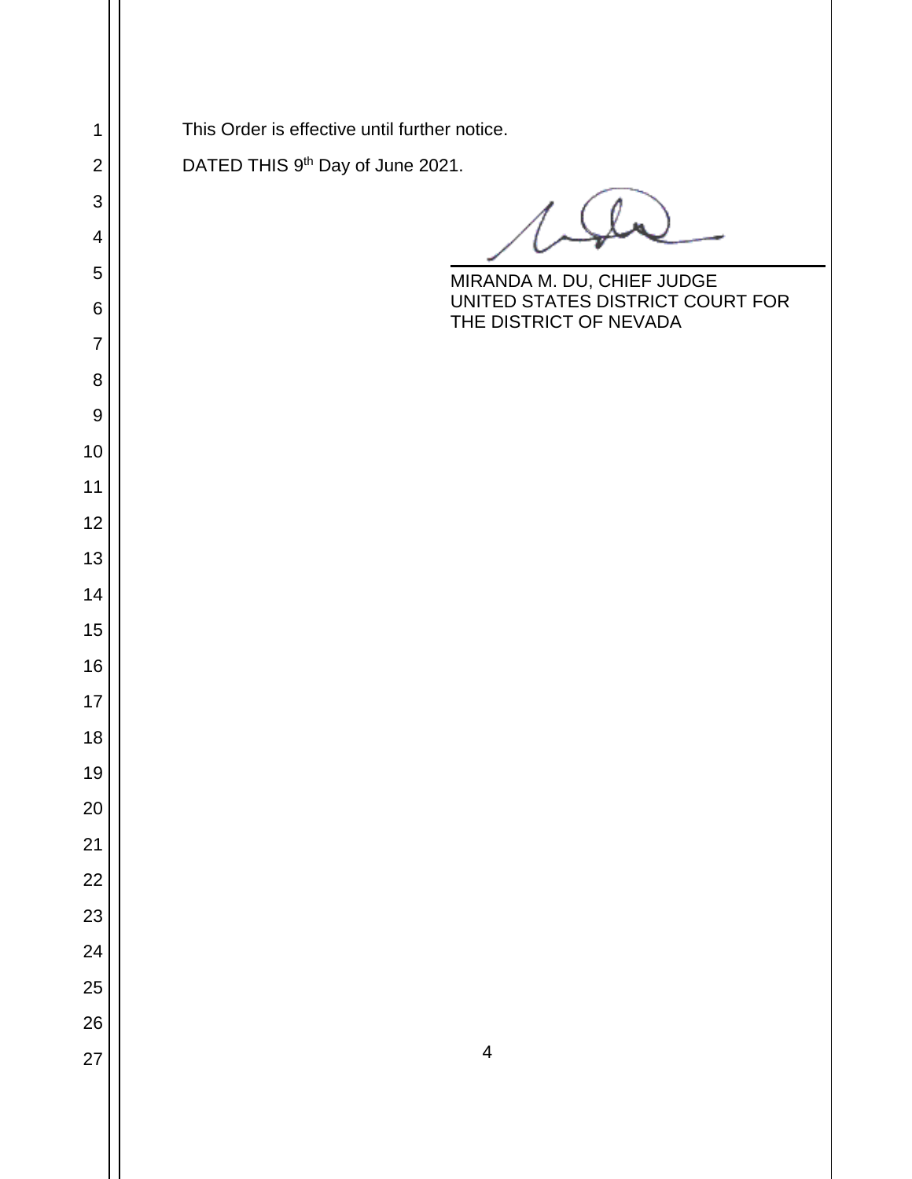This Order is effective until further notice.

DATED THIS 9th Day of June 2021.

MIRANDA M. DU, CHIEF JUDGE
UNITED STATES DISTRICT COURT FOR
THE DISTRICT OF NEVADA